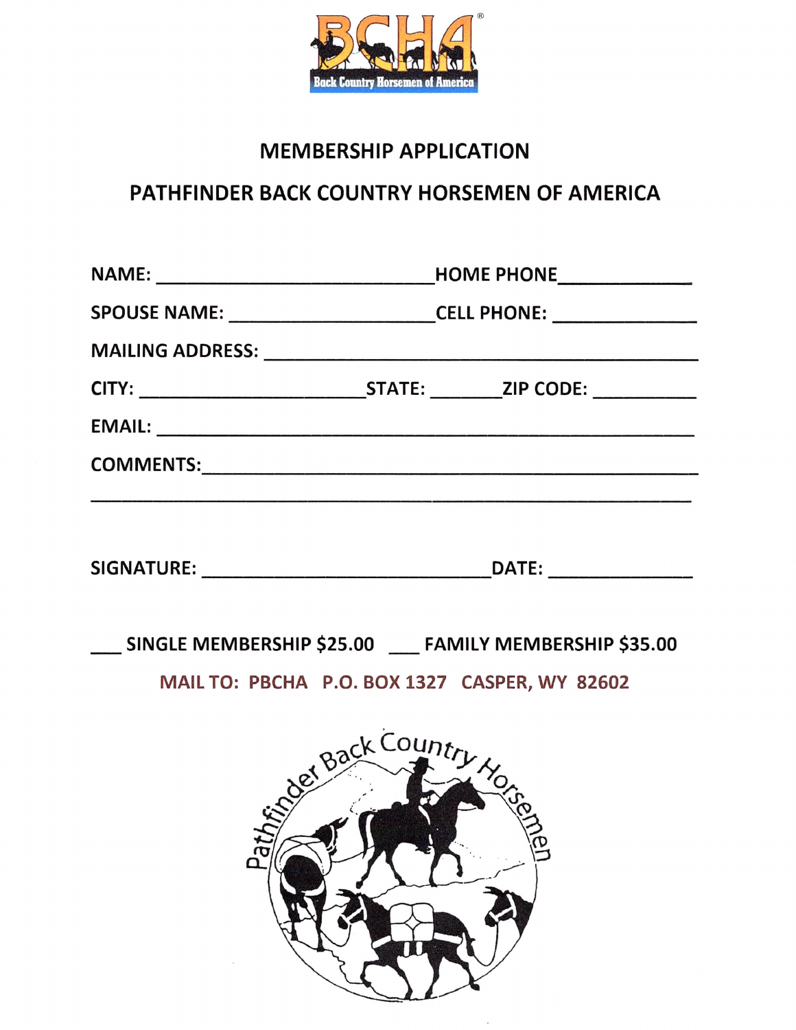# MEMBERSHIP APPLICATION

## PATHFINDER BACK COUNTRY HORSEMEN OF AMERICA

NAME: ______________________________ HOME PHONE ______________

SPOUSE NAME: ______________________ CELL PHONE: ______________

MAILING ADDRESS: ____________________________________________

CITY: ______________________ STATE: ________ ZIP CODE: __________

EMAIL: ______________________________________________________

COMMENTS: __________________________________________________

_____________________________________________________________

SIGNATURE: _____________________________ DATE: ______________

___ SINGLE MEMBERSHIP $25.00 ___ FAMILY MEMBERSHIP $35.00

MAIL TO: PBCHA P.O. BOX 1327 CASPER, WY 82602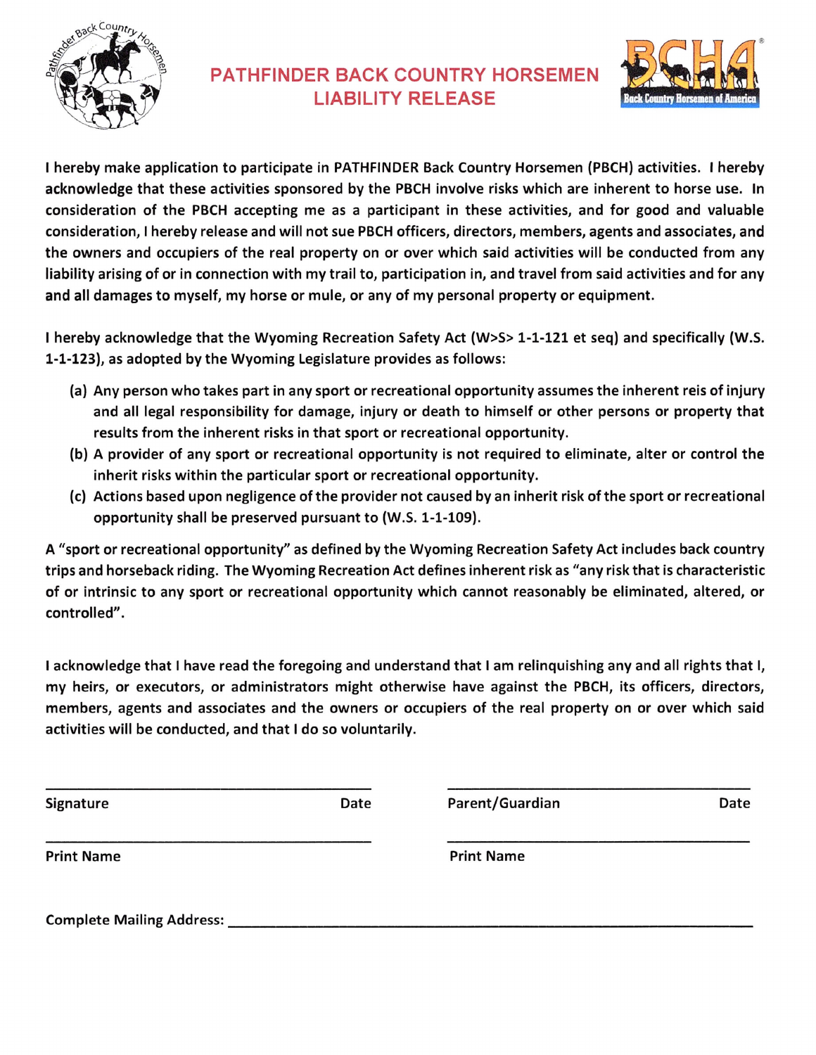# PATHFINDER BACK COUNTRY HORSEMEN LIABILITY RELEASE

**I hereby make application to participate in PATHFINDER Back Country Horsemen (PBCH) activities. I hereby acknowledge that these activities sponsored by the PBCH involve risks which are inherent to horse use. In consideration of the PBCH accepting me as a participant in these activities, and for good and valuable consideration, I hereby release and will not sue PBCH officers, directors, members, agents and associates, and the owners and occupiers of the real property on or over which said activities will be conducted from any liability arising of or in connection with my trail to, participation in, and travel from said activities and for any and all damages to myself, my horse or mule, or any of my personal property or equipment.**

**I hereby acknowledge that the Wyoming Recreation Safety Act (W>S> 1-1-121 et seq) and specifically (W.S. 1-1-123), as adopted by the Wyoming Legislature provides as follows:**

- **(a) Any person who takes part in any sport or recreational opportunity assumes the inherent reis of injury and all legal responsibility for damage, injury or death to himself or other persons or property that results from the inherent risks in that sport or recreational opportunity.**
- **(b) A provider of any sport or recreational opportunity is not required to eliminate, alter or control the inherit risks within the particular sport or recreational opportunity.**
- **(c) Actions based upon negligence of the provider not caused by an inherit risk of the sport or recreational opportunity shall be preserved pursuant to (W.S. 1-1-109).**

**A "sport or recreational opportunity" as defined by the Wyoming Recreation Safety Act includes back country trips and horseback riding. The Wyoming Recreation Act defines inherent risk as "any risk that is characteristic of or intrinsic to any sport or recreational opportunity which cannot reasonably be eliminated, altered, or controlled".**

**I acknowledge that I have read the foregoing and understand that I am relinquishing any and all rights that I, my heirs, or executors, or administrators might otherwise have against the PBCH, its officers, directors, members, agents and associates and the owners or occupiers of the real property on or over which said activities will be conducted, and that I do so voluntarily.**

______________________________ 
**Signature** **Date**

______________________________ 
**Parent/Guardian** **Date**

______________________________ 
**Print Name**

______________________________ 
**Print Name**

**Complete Mailing Address:** ______________________________